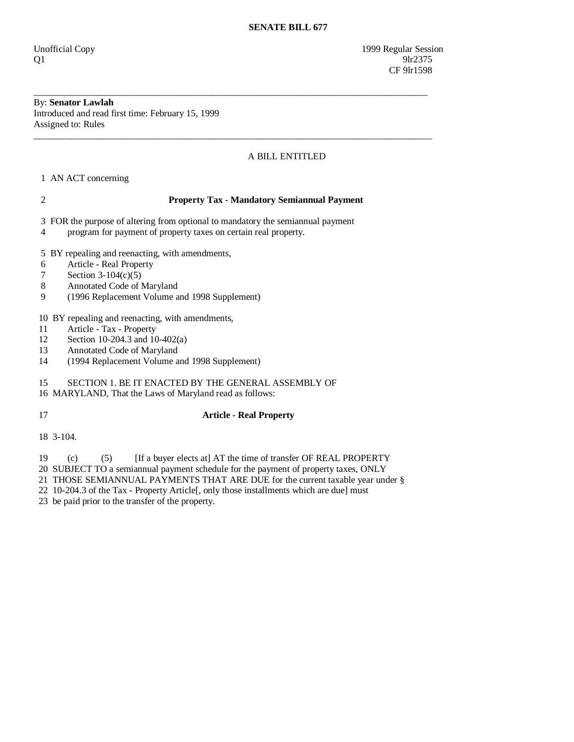**SENATE BILL 677**

Unofficial Copy
Q1

1999 Regular Session
9lr2375
CF 9lr1598

---

By: **Senator Lawlah**
Introduced and read first time: February 15, 1999
Assigned to: Rules

---

A BILL ENTITLED

1 AN ACT concerning

2 **Property Tax - Mandatory Semiannual Payment**

3 FOR the purpose of altering from optional to mandatory the semiannual payment
4 program for payment of property taxes on certain real property.

5 BY repealing and reenacting, with amendments,
6 Article - Real Property
7 Section 3-104(c)(5)
8 Annotated Code of Maryland
9 (1996 Replacement Volume and 1998 Supplement)

10 BY repealing and reenacting, with amendments,
11 Article - Tax - Property
12 Section 10-204.3 and 10-402(a)
13 Annotated Code of Maryland
14 (1994 Replacement Volume and 1998 Supplement)

15 SECTION 1. BE IT ENACTED BY THE GENERAL ASSEMBLY OF
16 MARYLAND, That the Laws of Maryland read as follows:

17 **Article - Real Property**

18 3-104.

19 (c) (5) [If a buyer elects at] AT the time of transfer OF REAL PROPERTY
20 SUBJECT TO a semiannual payment schedule for the payment of property taxes, ONLY
21 THOSE SEMIANNUAL PAYMENTS THAT ARE DUE for the current taxable year under §
22 10-204.3 of the Tax - Property Article[, only those installments which are due] must
23 be paid prior to the transfer of the property.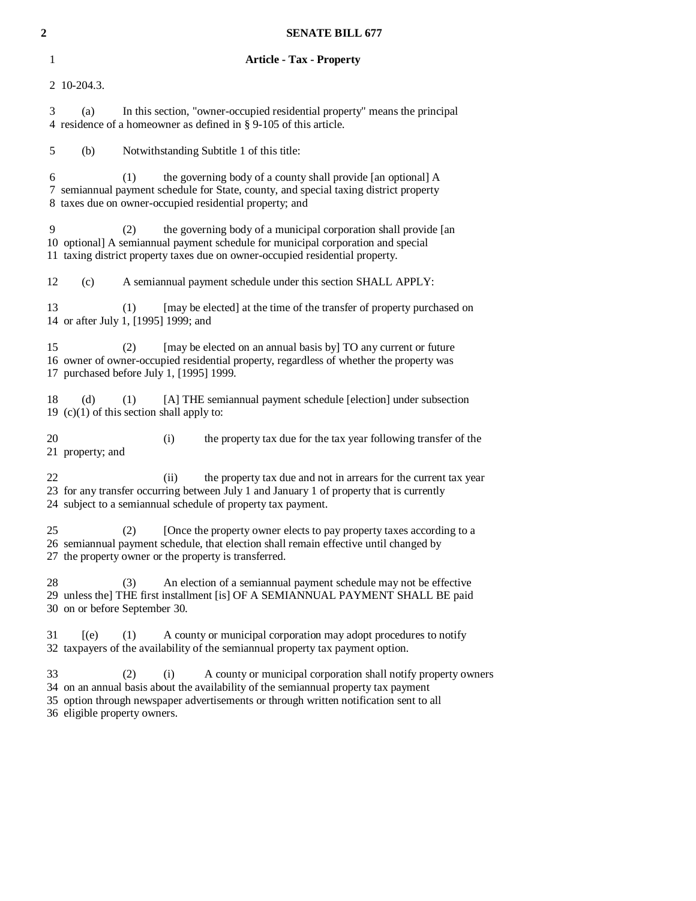**Article - Tax - Property**

10-204.3.

(a) In this section, "owner-occupied residential property" means the principal residence of a homeowner as defined in § 9-105 of this article.

(b) Notwithstanding Subtitle 1 of this title:

(1) the governing body of a county shall provide [an optional] A semiannual payment schedule for State, county, and special taxing district property taxes due on owner-occupied residential property; and

(2) the governing body of a municipal corporation shall provide [an optional] A semiannual payment schedule for municipal corporation and special taxing district property taxes due on owner-occupied residential property.

(c) A semiannual payment schedule under this section SHALL APPLY:

(1) [may be elected] at the time of the transfer of property purchased on or after July 1, [1995] 1999; and

(2) [may be elected on an annual basis by] TO any current or future owner of owner-occupied residential property, regardless of whether the property was purchased before July 1, [1995] 1999.

(d) (1) [A] THE semiannual payment schedule [election] under subsection (c)(1) of this section shall apply to:

(i) the property tax due for the tax year following transfer of the property; and

(ii) the property tax due and not in arrears for the current tax year for any transfer occurring between July 1 and January 1 of property that is currently subject to a semiannual schedule of property tax payment.

(2) [Once the property owner elects to pay property taxes according to a semiannual payment schedule, that election shall remain effective until changed by the property owner or the property is transferred.

(3) An election of a semiannual payment schedule may not be effective unless the] THE first installment [is] OF A SEMIANNUAL PAYMENT SHALL BE paid on or before September 30.

[(e) (1) A county or municipal corporation may adopt procedures to notify taxpayers of the availability of the semiannual property tax payment option.

(2) (i) A county or municipal corporation shall notify property owners on an annual basis about the availability of the semiannual property tax payment option through newspaper advertisements or through written notification sent to all eligible property owners.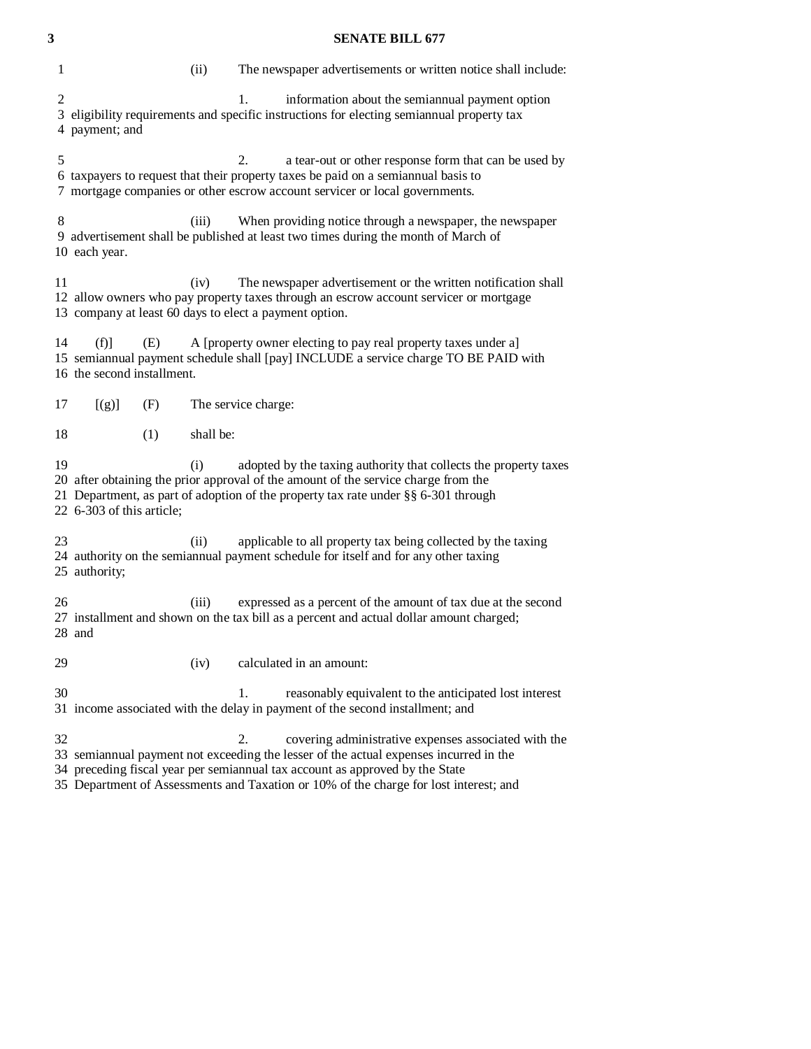(ii) The newspaper advertisements or written notice shall include:

1. information about the semiannual payment option eligibility requirements and specific instructions for electing semiannual property tax payment; and

2. a tear-out or other response form that can be used by taxpayers to request that their property taxes be paid on a semiannual basis to mortgage companies or other escrow account servicer or local governments.

(iii) When providing notice through a newspaper, the newspaper advertisement shall be published at least two times during the month of March of each year.

(iv) The newspaper advertisement or the written notification shall allow owners who pay property taxes through an escrow account servicer or mortgage company at least 60 days to elect a payment option.

(f)] (E) A [property owner electing to pay real property taxes under a] semiannual payment schedule shall [pay] INCLUDE a service charge TO BE PAID with the second installment.

[(g)] (F) The service charge:

(1) shall be:

(i) adopted by the taxing authority that collects the property taxes after obtaining the prior approval of the amount of the service charge from the Department, as part of adoption of the property tax rate under §§ 6-301 through 6-303 of this article;

(ii) applicable to all property tax being collected by the taxing authority on the semiannual payment schedule for itself and for any other taxing authority;

(iii) expressed as a percent of the amount of tax due at the second installment and shown on the tax bill as a percent and actual dollar amount charged; and

(iv) calculated in an amount:

1. reasonably equivalent to the anticipated lost interest income associated with the delay in payment of the second installment; and

2. covering administrative expenses associated with the semiannual payment not exceeding the lesser of the actual expenses incurred in the preceding fiscal year per semiannual tax account as approved by the State Department of Assessments and Taxation or 10% of the charge for lost interest; and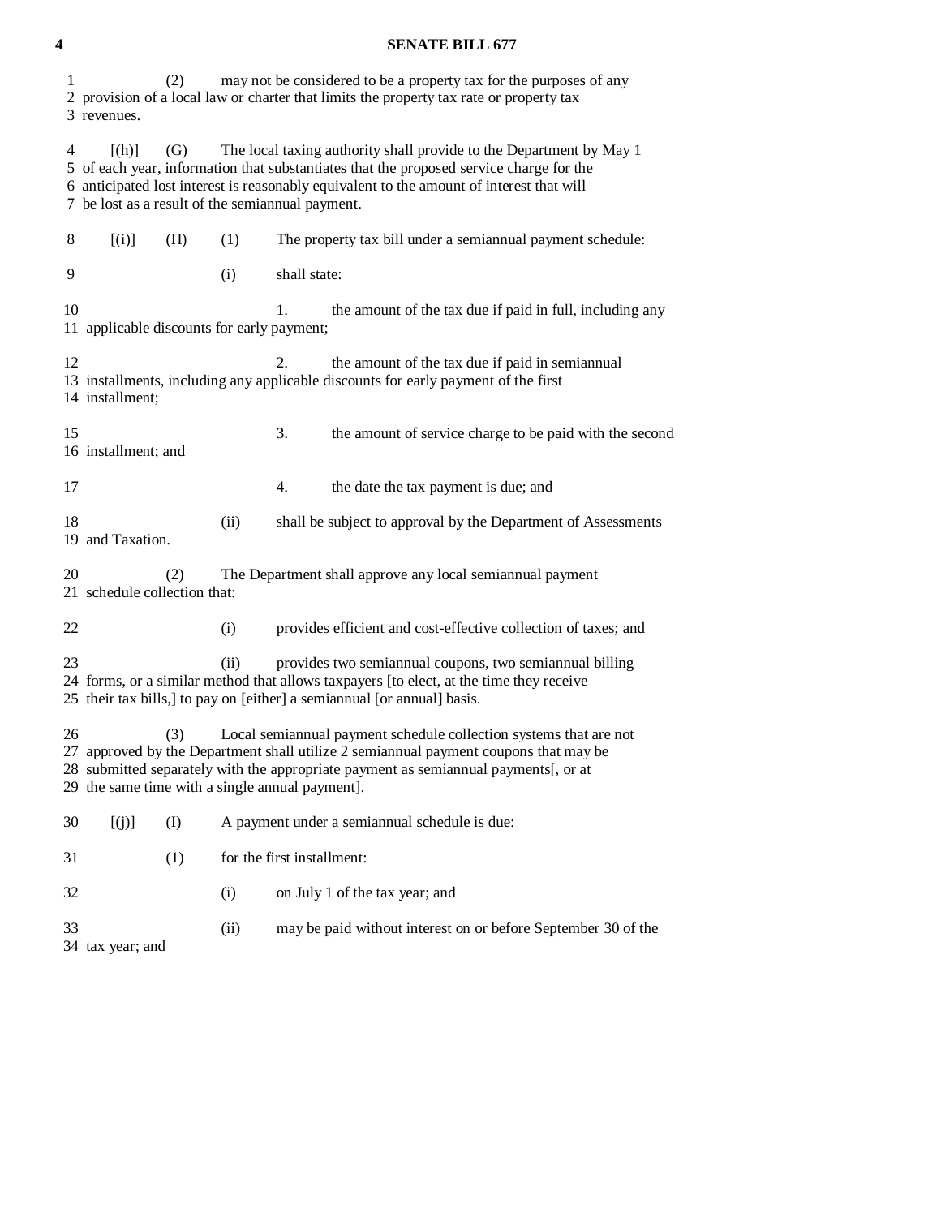(2) may not be considered to be a property tax for the purposes of any provision of a local law or charter that limits the property tax rate or property tax revenues.

[(h)] (G) The local taxing authority shall provide to the Department by May 1 of each year, information that substantiates that the proposed service charge for the anticipated lost interest is reasonably equivalent to the amount of interest that will be lost as a result of the semiannual payment.

[(i)] (H) (1) The property tax bill under a semiannual payment schedule:

(i) shall state:

1. the amount of the tax due if paid in full, including any applicable discounts for early payment;

2. the amount of the tax due if paid in semiannual installments, including any applicable discounts for early payment of the first installment;

3. the amount of service charge to be paid with the second installment; and

4. the date the tax payment is due; and

(ii) shall be subject to approval by the Department of Assessments and Taxation.

(2) The Department shall approve any local semiannual payment schedule collection that:

(i) provides efficient and cost-effective collection of taxes; and

(ii) provides two semiannual coupons, two semiannual billing forms, or a similar method that allows taxpayers [to elect, at the time they receive their tax bills,] to pay on [either] a semiannual [or annual] basis.

(3) Local semiannual payment schedule collection systems that are not approved by the Department shall utilize 2 semiannual payment coupons that may be submitted separately with the appropriate payment as semiannual payments[, or at the same time with a single annual payment].

[(j)] (I) A payment under a semiannual schedule is due:

(1) for the first installment:

(i) on July 1 of the tax year; and

(ii) may be paid without interest on or before September 30 of the tax year; and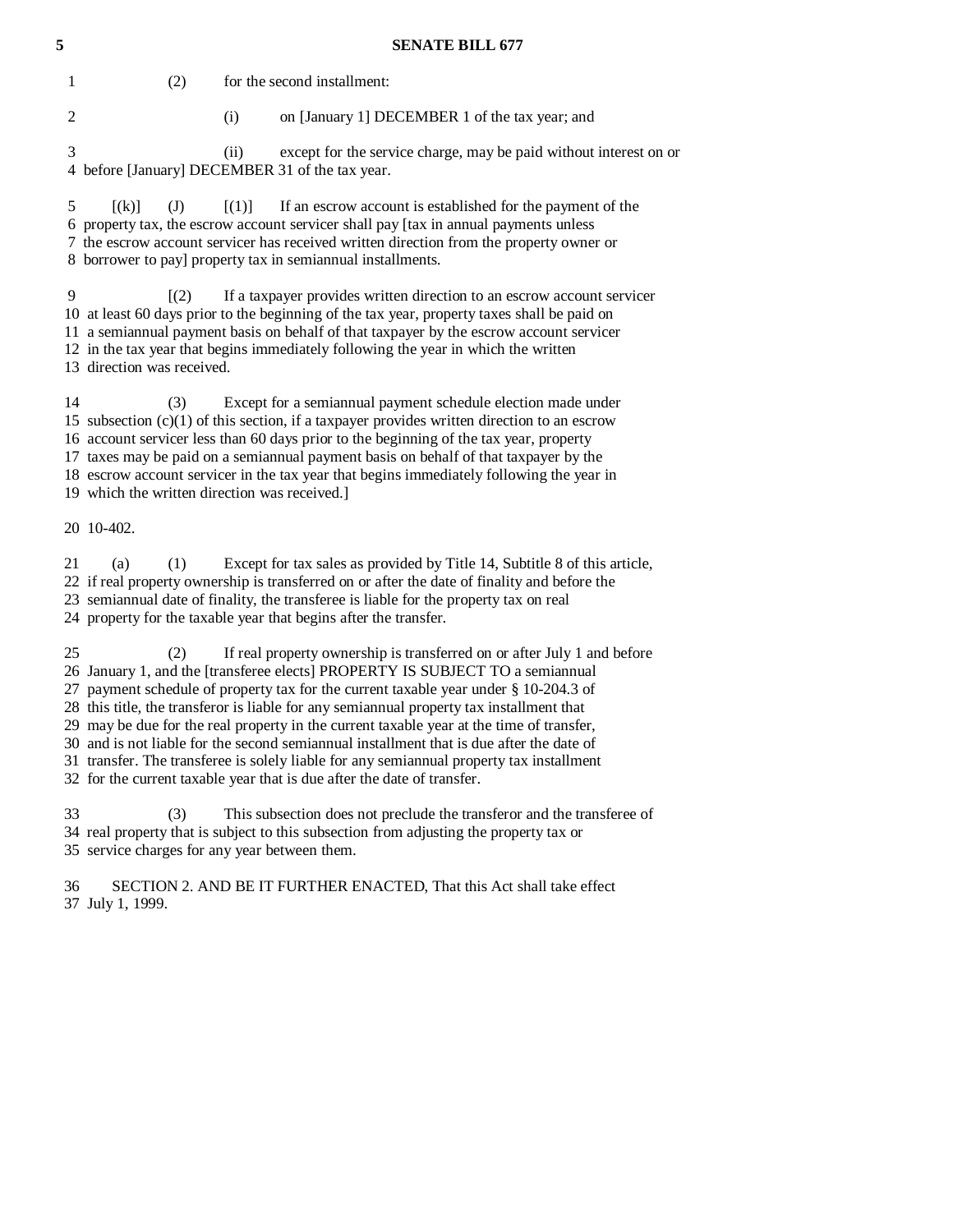(2) for the second installment:

(i) on [January 1] DECEMBER 1 of the tax year; and

(ii) except for the service charge, may be paid without interest on or before [January] DECEMBER 31 of the tax year.

[(k)] (J) [(1)] If an escrow account is established for the payment of the property tax, the escrow account servicer shall pay [tax in annual payments unless the escrow account servicer has received written direction from the property owner or borrower to pay] property tax in semiannual installments.

[(2) If a taxpayer provides written direction to an escrow account servicer at least 60 days prior to the beginning of the tax year, property taxes shall be paid on a semiannual payment basis on behalf of that taxpayer by the escrow account servicer in the tax year that begins immediately following the year in which the written direction was received.

(3) Except for a semiannual payment schedule election made under subsection (c)(1) of this section, if a taxpayer provides written direction to an escrow account servicer less than 60 days prior to the beginning of the tax year, property taxes may be paid on a semiannual payment basis on behalf of that taxpayer by the escrow account servicer in the tax year that begins immediately following the year in which the written direction was received.]

10-402.

(a) (1) Except for tax sales as provided by Title 14, Subtitle 8 of this article, if real property ownership is transferred on or after the date of finality and before the semiannual date of finality, the transferee is liable for the property tax on real property for the taxable year that begins after the transfer.

(2) If real property ownership is transferred on or after July 1 and before January 1, and the [transferee elects] PROPERTY IS SUBJECT TO a semiannual payment schedule of property tax for the current taxable year under § 10-204.3 of this title, the transferor is liable for any semiannual property tax installment that may be due for the real property in the current taxable year at the time of transfer, and is not liable for the second semiannual installment that is due after the date of transfer. The transferee is solely liable for any semiannual property tax installment for the current taxable year that is due after the date of transfer.

(3) This subsection does not preclude the transferor and the transferee of real property that is subject to this subsection from adjusting the property tax or service charges for any year between them.

SECTION 2. AND BE IT FURTHER ENACTED, That this Act shall take effect July 1, 1999.